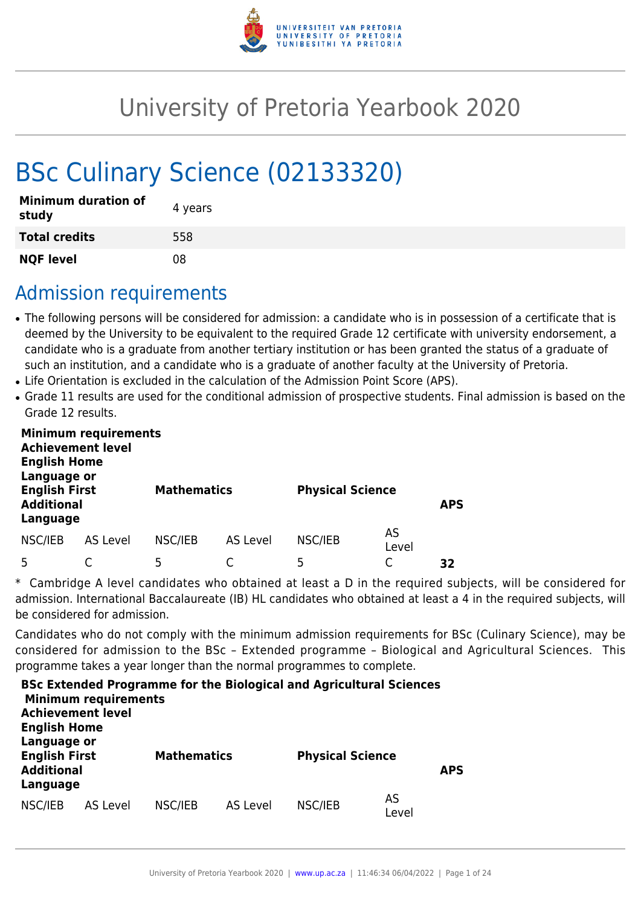# University of Pretoria Yearbook 2020

# BSc Culinary Science (02133320)

| | |
|---|---|
| **Minimum duration of study** | 4 years |
| **Total credits** | 558 |
| **NQF level** | 08 |

## Admission requirements

- The following persons will be considered for admission: a candidate who is in possession of a certificate that is deemed by the University to be equivalent to the required Grade 12 certificate with university endorsement, a candidate who is a graduate from another tertiary institution or has been granted the status of a graduate of such an institution, and a candidate who is a graduate of another faculty at the University of Pretoria.
- Life Orientation is excluded in the calculation of the Admission Point Score (APS).
- Grade 11 results are used for the conditional admission of prospective students. Final admission is based on the Grade 12 results.

| **Minimum requirements Achievement level English Home Language or English First Additional Language** | | **Mathematics** | | **Physical Science** | | **APS** |
|---|---|---|---|---|---|---|
| NSC/IEB | AS Level | NSC/IEB | AS Level | NSC/IEB | AS Level | |
| 5 | C | 5 | C | 5 | C | **32** |

* Cambridge A level candidates who obtained at least a D in the required subjects, will be considered for admission. International Baccalaureate (IB) HL candidates who obtained at least a 4 in the required subjects, will be considered for admission.

Candidates who do not comply with the minimum admission requirements for BSc (Culinary Science), may be considered for admission to the BSc – Extended programme – Biological and Agricultural Sciences. This programme takes a year longer than the normal programmes to complete.

**BSc Extended Programme for the Biological and Agricultural Sciences**

| **Minimum requirements Achievement level English Home Language or English First Additional Language** | | **Mathematics** | | **Physical Science** | | **APS** |
|---|---|---|---|---|---|---|
| NSC/IEB | AS Level | NSC/IEB | AS Level | NSC/IEB | AS Level | |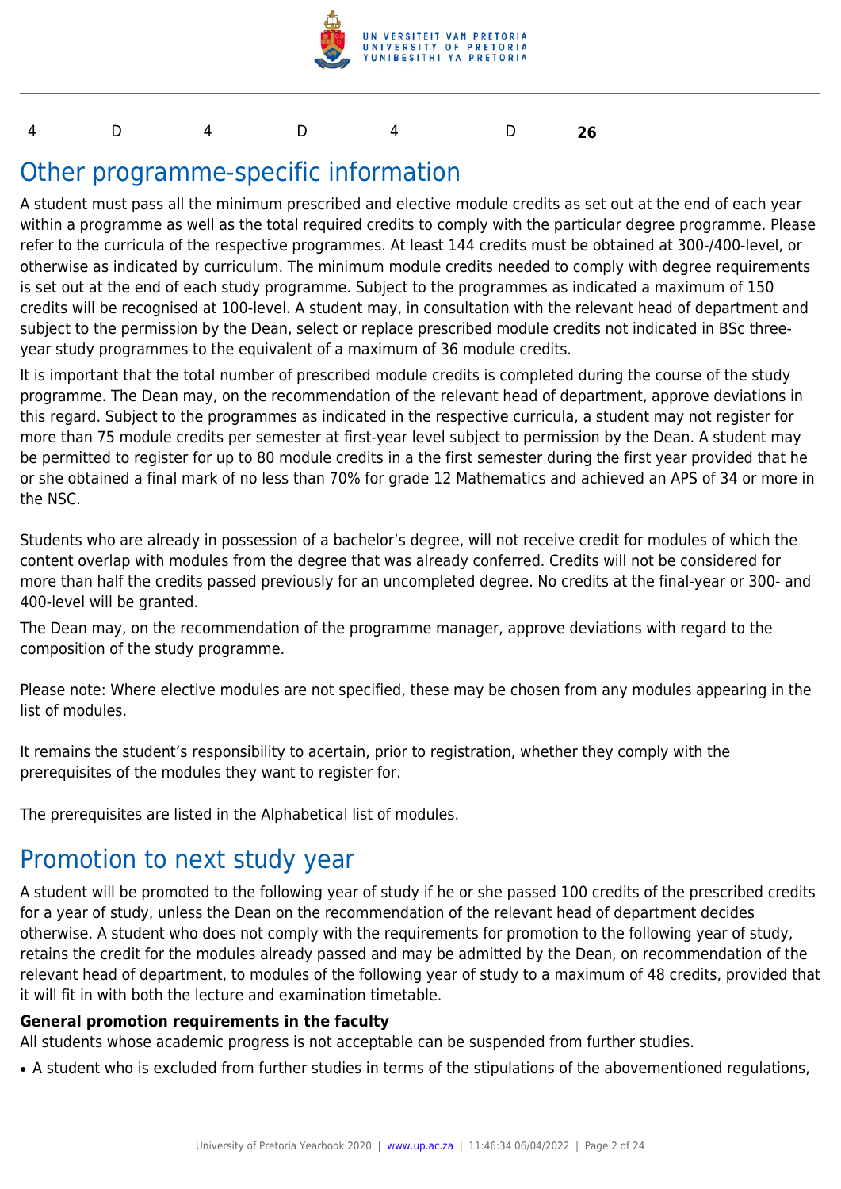| 4 | D | 4 | D | 4 | D | **26** |
|---|---|---|---|---|---|---|

## Other programme-specific information

A student must pass all the minimum prescribed and elective module credits as set out at the end of each year within a programme as well as the total required credits to comply with the particular degree programme. Please refer to the curricula of the respective programmes. At least 144 credits must be obtained at 300-/400-level, or otherwise as indicated by curriculum. The minimum module credits needed to comply with degree requirements is set out at the end of each study programme. Subject to the programmes as indicated a maximum of 150 credits will be recognised at 100-level. A student may, in consultation with the relevant head of department and subject to the permission by the Dean, select or replace prescribed module credits not indicated in BSc three-year study programmes to the equivalent of a maximum of 36 module credits.

It is important that the total number of prescribed module credits is completed during the course of the study programme. The Dean may, on the recommendation of the relevant head of department, approve deviations in this regard. Subject to the programmes as indicated in the respective curricula, a student may not register for more than 75 module credits per semester at first-year level subject to permission by the Dean. A student may be permitted to register for up to 80 module credits in a the first semester during the first year provided that he or she obtained a final mark of no less than 70% for grade 12 Mathematics and achieved an APS of 34 or more in the NSC.

Students who are already in possession of a bachelor's degree, will not receive credit for modules of which the content overlap with modules from the degree that was already conferred. Credits will not be considered for more than half the credits passed previously for an uncompleted degree. No credits at the final-year or 300- and 400-level will be granted.

The Dean may, on the recommendation of the programme manager, approve deviations with regard to the composition of the study programme.

Please note: Where elective modules are not specified, these may be chosen from any modules appearing in the list of modules.

It remains the student's responsibility to acertain, prior to registration, whether they comply with the prerequisites of the modules they want to register for.

The prerequisites are listed in the Alphabetical list of modules.

## Promotion to next study year

A student will be promoted to the following year of study if he or she passed 100 credits of the prescribed credits for a year of study, unless the Dean on the recommendation of the relevant head of department decides otherwise. A student who does not comply with the requirements for promotion to the following year of study, retains the credit for the modules already passed and may be admitted by the Dean, on recommendation of the relevant head of department, to modules of the following year of study to a maximum of 48 credits, provided that it will fit in with both the lecture and examination timetable.

**General promotion requirements in the faculty**

All students whose academic progress is not acceptable can be suspended from further studies.

- A student who is excluded from further studies in terms of the stipulations of the abovementioned regulations,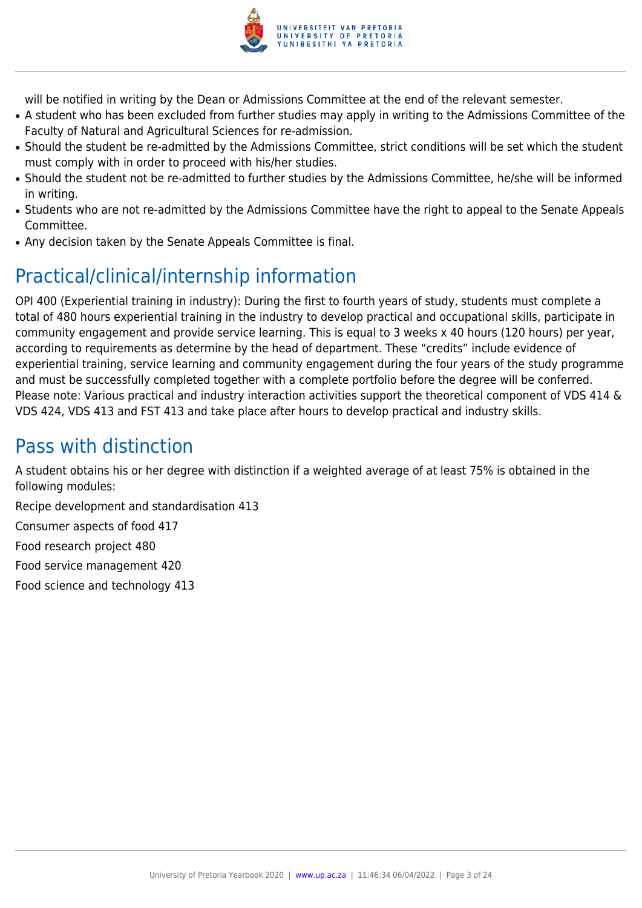will be notified in writing by the Dean or Admissions Committee at the end of the relevant semester.

- A student who has been excluded from further studies may apply in writing to the Admissions Committee of the Faculty of Natural and Agricultural Sciences for re-admission.
- Should the student be re-admitted by the Admissions Committee, strict conditions will be set which the student must comply with in order to proceed with his/her studies.
- Should the student not be re-admitted to further studies by the Admissions Committee, he/she will be informed in writing.
- Students who are not re-admitted by the Admissions Committee have the right to appeal to the Senate Appeals Committee.
- Any decision taken by the Senate Appeals Committee is final.

## Practical/clinical/internship information

OPI 400 (Experiential training in industry): During the first to fourth years of study, students must complete a total of 480 hours experiential training in the industry to develop practical and occupational skills, participate in community engagement and provide service learning. This is equal to 3 weeks x 40 hours (120 hours) per year, according to requirements as determine by the head of department. These "credits" include evidence of experiential training, service learning and community engagement during the four years of the study programme and must be successfully completed together with a complete portfolio before the degree will be conferred. Please note: Various practical and industry interaction activities support the theoretical component of VDS 414 & VDS 424, VDS 413 and FST 413 and take place after hours to develop practical and industry skills.

## Pass with distinction

A student obtains his or her degree with distinction if a weighted average of at least 75% is obtained in the following modules:

Recipe development and standardisation 413

Consumer aspects of food 417

Food research project 480

Food service management 420

Food science and technology 413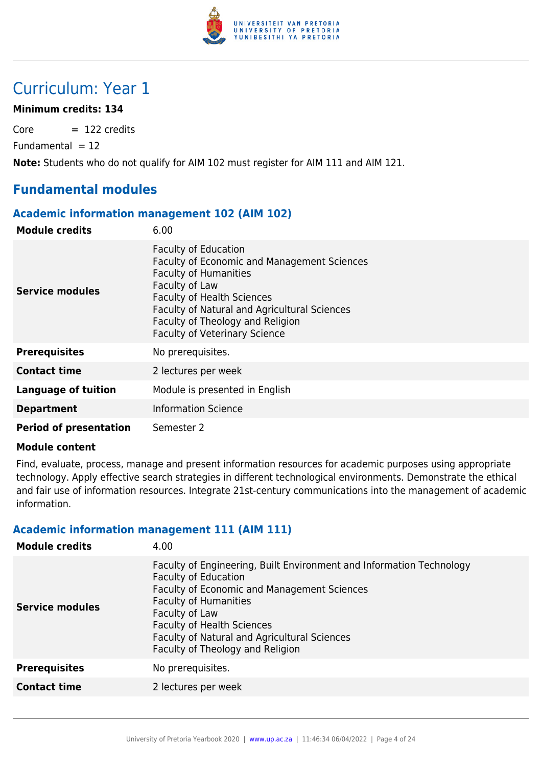# Curriculum: Year 1

**Minimum credits: 134**

Core = 122 credits

Fundamental = 12

**Note:** Students who do not qualify for AIM 102 must register for AIM 111 and AIM 121.

## Fundamental modules

### Academic information management 102 (AIM 102)

| | |
|---|---|
| **Module credits** | 6.00 |
| **Service modules** | Faculty of Education<br>Faculty of Economic and Management Sciences<br>Faculty of Humanities<br>Faculty of Law<br>Faculty of Health Sciences<br>Faculty of Natural and Agricultural Sciences<br>Faculty of Theology and Religion<br>Faculty of Veterinary Science |
| **Prerequisites** | No prerequisites. |
| **Contact time** | 2 lectures per week |
| **Language of tuition** | Module is presented in English |
| **Department** | Information Science |
| **Period of presentation** | Semester 2 |

**Module content**

Find, evaluate, process, manage and present information resources for academic purposes using appropriate technology. Apply effective search strategies in different technological environments. Demonstrate the ethical and fair use of information resources. Integrate 21st-century communications into the management of academic information.

### Academic information management 111 (AIM 111)

| | |
|---|---|
| **Module credits** | 4.00 |
| **Service modules** | Faculty of Engineering, Built Environment and Information Technology<br>Faculty of Education<br>Faculty of Economic and Management Sciences<br>Faculty of Humanities<br>Faculty of Law<br>Faculty of Health Sciences<br>Faculty of Natural and Agricultural Sciences<br>Faculty of Theology and Religion |
| **Prerequisites** | No prerequisites. |
| **Contact time** | 2 lectures per week |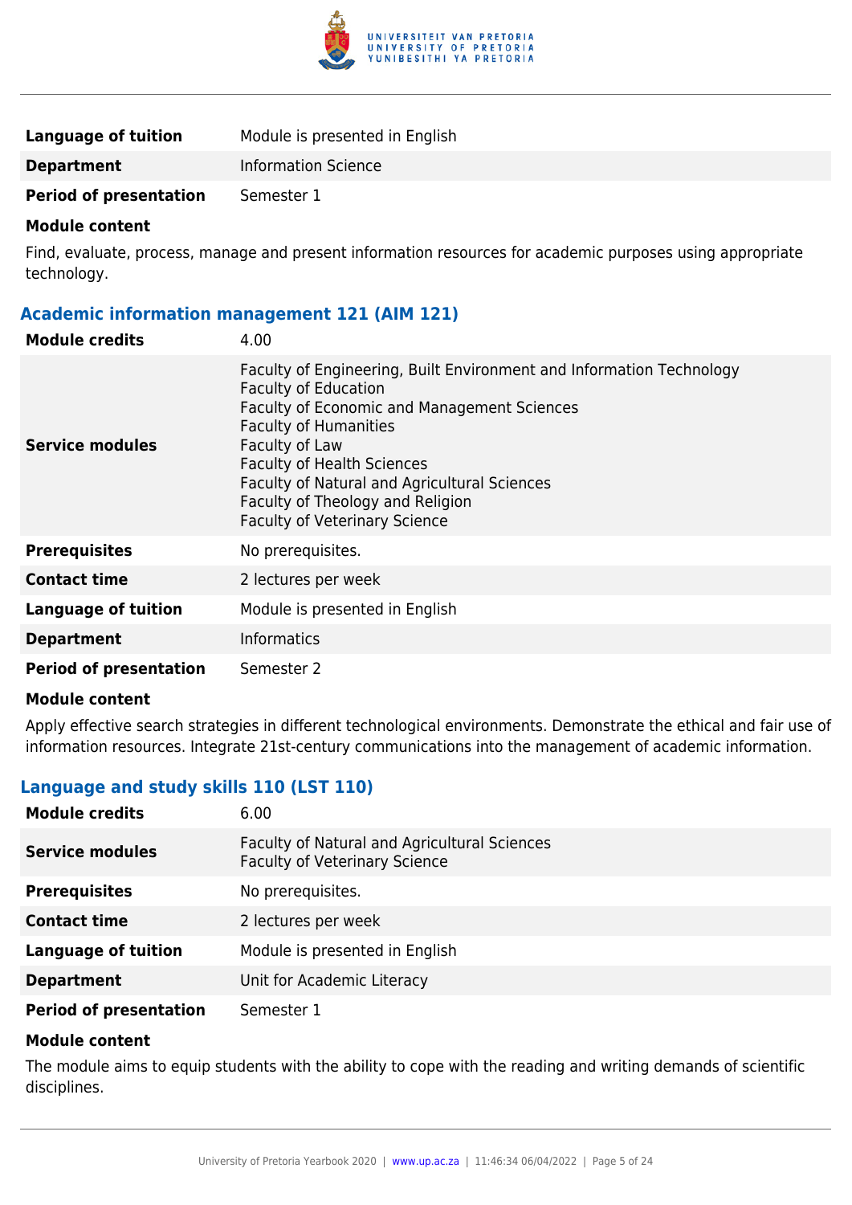| | |
|---|---|
| **Language of tuition** | Module is presented in English |
| **Department** | Information Science |
| **Period of presentation** | Semester 1 |

**Module content**

Find, evaluate, process, manage and present information resources for academic purposes using appropriate technology.

### Academic information management 121 (AIM 121)

| | |
|---|---|
| **Module credits** | 4.00 |
| **Service modules** | Faculty of Engineering, Built Environment and Information Technology<br>Faculty of Education<br>Faculty of Economic and Management Sciences<br>Faculty of Humanities<br>Faculty of Law<br>Faculty of Health Sciences<br>Faculty of Natural and Agricultural Sciences<br>Faculty of Theology and Religion<br>Faculty of Veterinary Science |
| **Prerequisites** | No prerequisites. |
| **Contact time** | 2 lectures per week |
| **Language of tuition** | Module is presented in English |
| **Department** | Informatics |
| **Period of presentation** | Semester 2 |

**Module content**

Apply effective search strategies in different technological environments. Demonstrate the ethical and fair use of information resources. Integrate 21st-century communications into the management of academic information.

### Language and study skills 110 (LST 110)

| | |
|---|---|
| **Module credits** | 6.00 |
| **Service modules** | Faculty of Natural and Agricultural Sciences<br>Faculty of Veterinary Science |
| **Prerequisites** | No prerequisites. |
| **Contact time** | 2 lectures per week |
| **Language of tuition** | Module is presented in English |
| **Department** | Unit for Academic Literacy |
| **Period of presentation** | Semester 1 |

**Module content**

The module aims to equip students with the ability to cope with the reading and writing demands of scientific disciplines.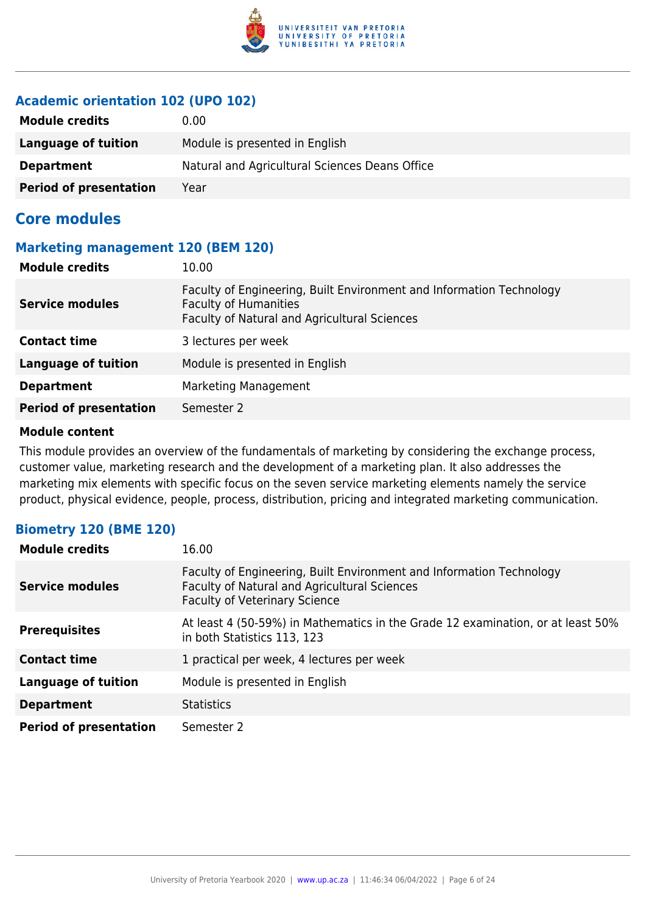### Academic orientation 102 (UPO 102)

| | |
|---|---|
| **Module credits** | 0.00 |
| **Language of tuition** | Module is presented in English |
| **Department** | Natural and Agricultural Sciences Deans Office |
| **Period of presentation** | Year |

## Core modules

### Marketing management 120 (BEM 120)

| | |
|---|---|
| **Module credits** | 10.00 |
| **Service modules** | Faculty of Engineering, Built Environment and Information Technology<br>Faculty of Humanities<br>Faculty of Natural and Agricultural Sciences |
| **Contact time** | 3 lectures per week |
| **Language of tuition** | Module is presented in English |
| **Department** | Marketing Management |
| **Period of presentation** | Semester 2 |

**Module content**

This module provides an overview of the fundamentals of marketing by considering the exchange process, customer value, marketing research and the development of a marketing plan. It also addresses the marketing mix elements with specific focus on the seven service marketing elements namely the service product, physical evidence, people, process, distribution, pricing and integrated marketing communication.

### Biometry 120 (BME 120)

| | |
|---|---|
| **Module credits** | 16.00 |
| **Service modules** | Faculty of Engineering, Built Environment and Information Technology<br>Faculty of Natural and Agricultural Sciences<br>Faculty of Veterinary Science |
| **Prerequisites** | At least 4 (50-59%) in Mathematics in the Grade 12 examination, or at least 50% in both Statistics 113, 123 |
| **Contact time** | 1 practical per week, 4 lectures per week |
| **Language of tuition** | Module is presented in English |
| **Department** | Statistics |
| **Period of presentation** | Semester 2 |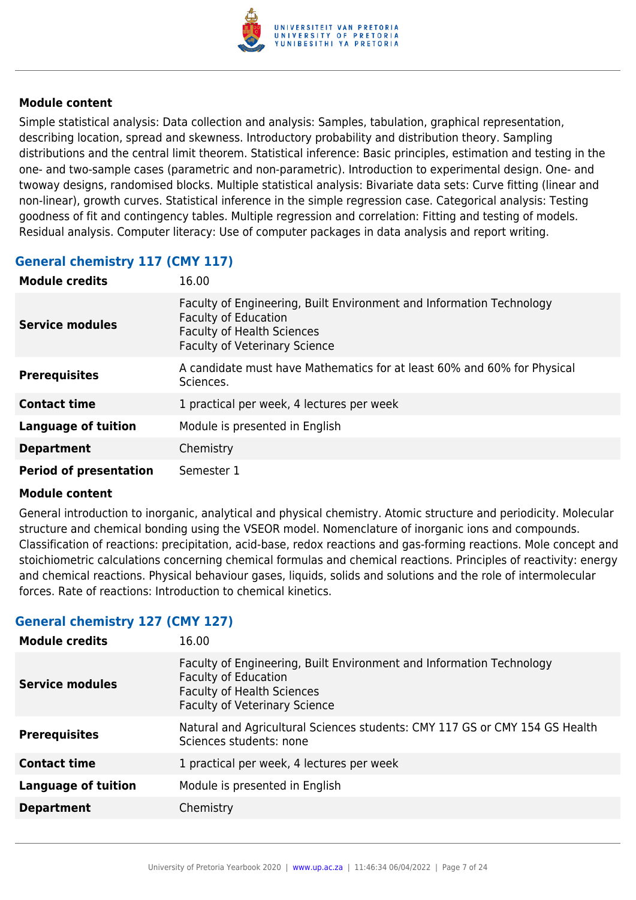**Module content**

Simple statistical analysis: Data collection and analysis: Samples, tabulation, graphical representation, describing location, spread and skewness. Introductory probability and distribution theory. Sampling distributions and the central limit theorem. Statistical inference: Basic principles, estimation and testing in the one- and two-sample cases (parametric and non-parametric). Introduction to experimental design. One- and twoway designs, randomised blocks. Multiple statistical analysis: Bivariate data sets: Curve fitting (linear and non-linear), growth curves. Statistical inference in the simple regression case. Categorical analysis: Testing goodness of fit and contingency tables. Multiple regression and correlation: Fitting and testing of models. Residual analysis. Computer literacy: Use of computer packages in data analysis and report writing.

## General chemistry 117 (CMY 117)

| | |
|---|---|
| **Module credits** | 16.00 |
| **Service modules** | Faculty of Engineering, Built Environment and Information Technology<br>Faculty of Education<br>Faculty of Health Sciences<br>Faculty of Veterinary Science |
| **Prerequisites** | A candidate must have Mathematics for at least 60% and 60% for Physical Sciences. |
| **Contact time** | 1 practical per week, 4 lectures per week |
| **Language of tuition** | Module is presented in English |
| **Department** | Chemistry |
| **Period of presentation** | Semester 1 |

**Module content**

General introduction to inorganic, analytical and physical chemistry. Atomic structure and periodicity. Molecular structure and chemical bonding using the VSEOR model. Nomenclature of inorganic ions and compounds. Classification of reactions: precipitation, acid-base, redox reactions and gas-forming reactions. Mole concept and stoichiometric calculations concerning chemical formulas and chemical reactions. Principles of reactivity: energy and chemical reactions. Physical behaviour gases, liquids, solids and solutions and the role of intermolecular forces. Rate of reactions: Introduction to chemical kinetics.

## General chemistry 127 (CMY 127)

| | |
|---|---|
| **Module credits** | 16.00 |
| **Service modules** | Faculty of Engineering, Built Environment and Information Technology<br>Faculty of Education<br>Faculty of Health Sciences<br>Faculty of Veterinary Science |
| **Prerequisites** | Natural and Agricultural Sciences students: CMY 117 GS or CMY 154 GS Health Sciences students: none |
| **Contact time** | 1 practical per week, 4 lectures per week |
| **Language of tuition** | Module is presented in English |
| **Department** | Chemistry |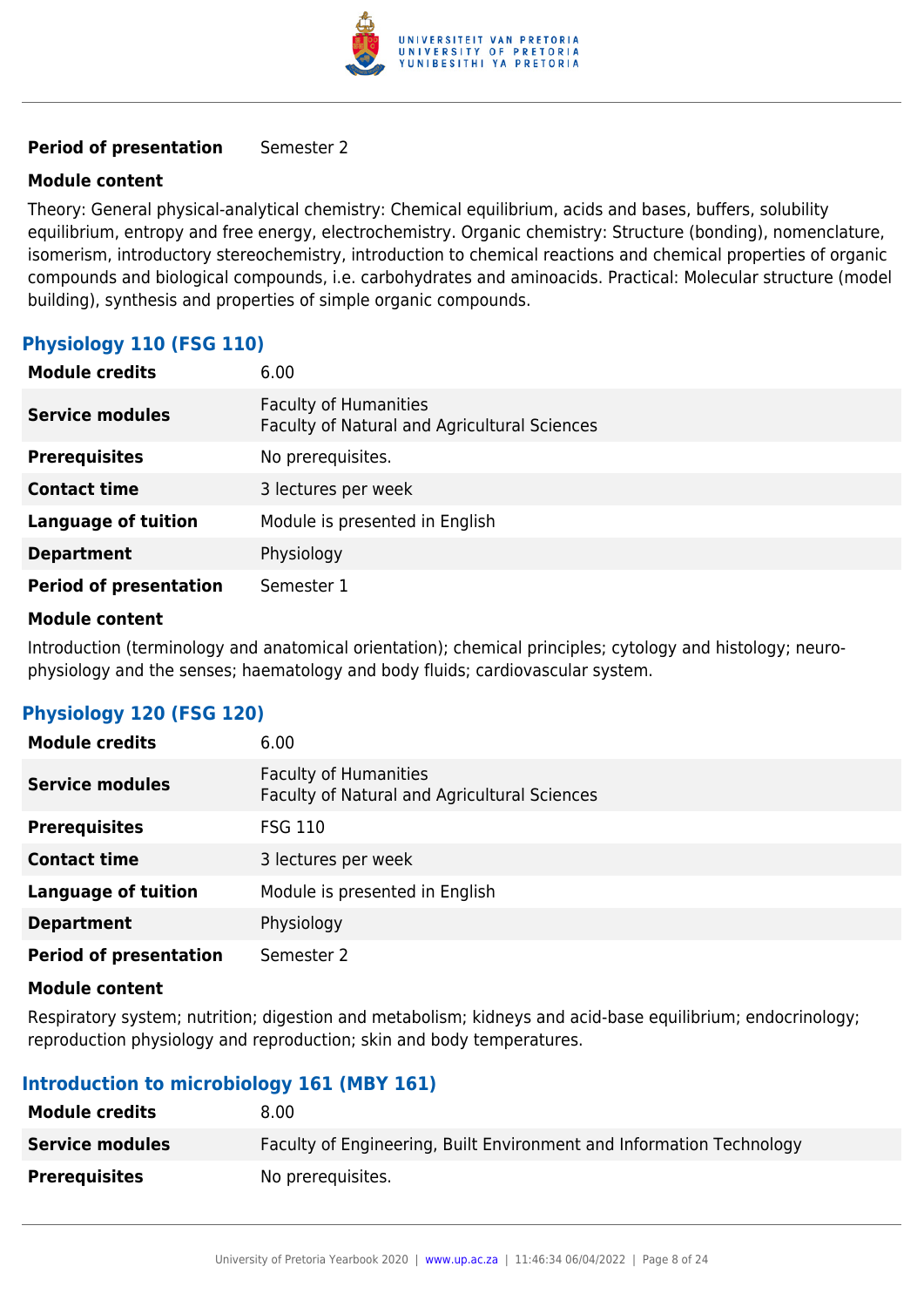| | |
|---|---|
| **Period of presentation** | Semester 2 |

**Module content**

Theory: General physical-analytical chemistry: Chemical equilibrium, acids and bases, buffers, solubility equilibrium, entropy and free energy, electrochemistry. Organic chemistry: Structure (bonding), nomenclature, isomerism, introductory stereochemistry, introduction to chemical reactions and chemical properties of organic compounds and biological compounds, i.e. carbohydrates and aminoacids. Practical: Molecular structure (model building), synthesis and properties of simple organic compounds.

### Physiology 110 (FSG 110)

| | |
|---|---|
| **Module credits** | 6.00 |
| **Service modules** | Faculty of Humanities<br>Faculty of Natural and Agricultural Sciences |
| **Prerequisites** | No prerequisites. |
| **Contact time** | 3 lectures per week |
| **Language of tuition** | Module is presented in English |
| **Department** | Physiology |
| **Period of presentation** | Semester 1 |

**Module content**

Introduction (terminology and anatomical orientation); chemical principles; cytology and histology; neurophysiology and the senses; haematology and body fluids; cardiovascular system.

### Physiology 120 (FSG 120)

| | |
|---|---|
| **Module credits** | 6.00 |
| **Service modules** | Faculty of Humanities<br>Faculty of Natural and Agricultural Sciences |
| **Prerequisites** | FSG 110 |
| **Contact time** | 3 lectures per week |
| **Language of tuition** | Module is presented in English |
| **Department** | Physiology |
| **Period of presentation** | Semester 2 |

**Module content**

Respiratory system; nutrition; digestion and metabolism; kidneys and acid-base equilibrium; endocrinology; reproduction physiology and reproduction; skin and body temperatures.

### Introduction to microbiology 161 (MBY 161)

| | |
|---|---|
| **Module credits** | 8.00 |
| **Service modules** | Faculty of Engineering, Built Environment and Information Technology |
| **Prerequisites** | No prerequisites. |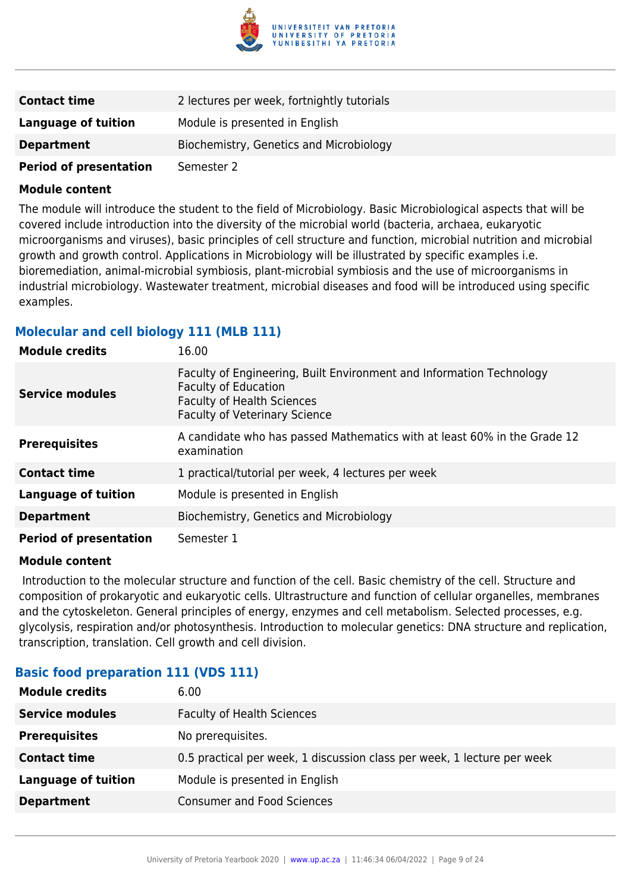| | |
|---|---|
| **Contact time** | 2 lectures per week, fortnightly tutorials |
| **Language of tuition** | Module is presented in English |
| **Department** | Biochemistry, Genetics and Microbiology |
| **Period of presentation** | Semester 2 |

**Module content**

The module will introduce the student to the field of Microbiology. Basic Microbiological aspects that will be covered include introduction into the diversity of the microbial world (bacteria, archaea, eukaryotic microorganisms and viruses), basic principles of cell structure and function, microbial nutrition and microbial growth and growth control. Applications in Microbiology will be illustrated by specific examples i.e. bioremediation, animal-microbial symbiosis, plant-microbial symbiosis and the use of microorganisms in industrial microbiology. Wastewater treatment, microbial diseases and food will be introduced using specific examples.

### Molecular and cell biology 111 (MLB 111)

| | |
|---|---|
| **Module credits** | 16.00 |
| **Service modules** | Faculty of Engineering, Built Environment and Information Technology<br>Faculty of Education<br>Faculty of Health Sciences<br>Faculty of Veterinary Science |
| **Prerequisites** | A candidate who has passed Mathematics with at least 60% in the Grade 12 examination |
| **Contact time** | 1 practical/tutorial per week, 4 lectures per week |
| **Language of tuition** | Module is presented in English |
| **Department** | Biochemistry, Genetics and Microbiology |
| **Period of presentation** | Semester 1 |

**Module content**

Introduction to the molecular structure and function of the cell. Basic chemistry of the cell. Structure and composition of prokaryotic and eukaryotic cells. Ultrastructure and function of cellular organelles, membranes and the cytoskeleton. General principles of energy, enzymes and cell metabolism. Selected processes, e.g. glycolysis, respiration and/or photosynthesis. Introduction to molecular genetics: DNA structure and replication, transcription, translation. Cell growth and cell division.

### Basic food preparation 111 (VDS 111)

| | |
|---|---|
| **Module credits** | 6.00 |
| **Service modules** | Faculty of Health Sciences |
| **Prerequisites** | No prerequisites. |
| **Contact time** | 0.5 practical per week, 1 discussion class per week, 1 lecture per week |
| **Language of tuition** | Module is presented in English |
| **Department** | Consumer and Food Sciences |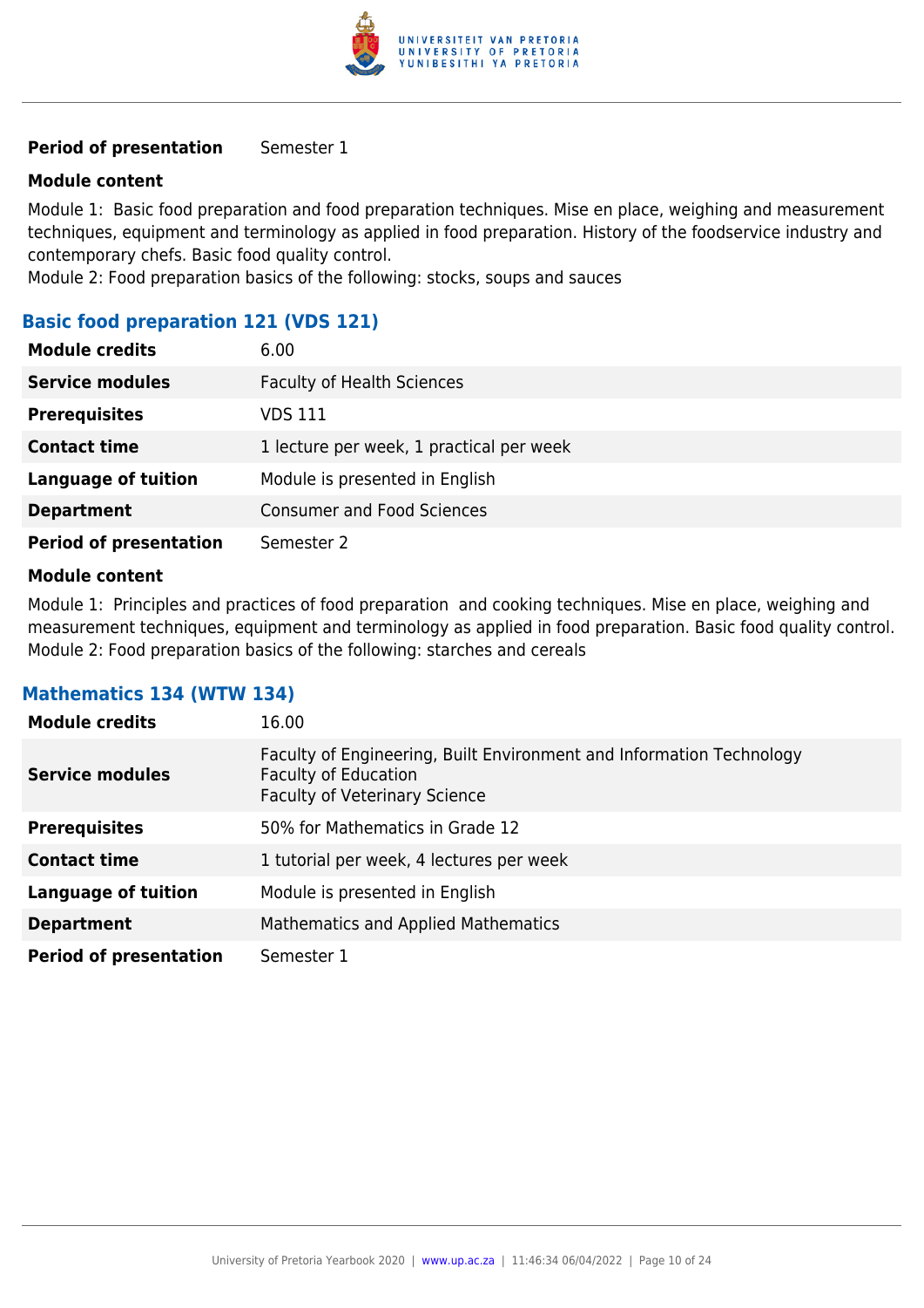| | |
|---|---|
| **Period of presentation** | Semester 1 |

**Module content**

Module 1: Basic food preparation and food preparation techniques. Mise en place, weighing and measurement techniques, equipment and terminology as applied in food preparation. History of the foodservice industry and contemporary chefs. Basic food quality control.
Module 2: Food preparation basics of the following: stocks, soups and sauces

### Basic food preparation 121 (VDS 121)

| | |
|---|---|
| **Module credits** | 6.00 |
| **Service modules** | Faculty of Health Sciences |
| **Prerequisites** | VDS 111 |
| **Contact time** | 1 lecture per week, 1 practical per week |
| **Language of tuition** | Module is presented in English |
| **Department** | Consumer and Food Sciences |
| **Period of presentation** | Semester 2 |

**Module content**

Module 1: Principles and practices of food preparation and cooking techniques. Mise en place, weighing and measurement techniques, equipment and terminology as applied in food preparation. Basic food quality control.
Module 2: Food preparation basics of the following: starches and cereals

### Mathematics 134 (WTW 134)

| | |
|---|---|
| **Module credits** | 16.00 |
| **Service modules** | Faculty of Engineering, Built Environment and Information Technology<br>Faculty of Education<br>Faculty of Veterinary Science |
| **Prerequisites** | 50% for Mathematics in Grade 12 |
| **Contact time** | 1 tutorial per week, 4 lectures per week |
| **Language of tuition** | Module is presented in English |
| **Department** | Mathematics and Applied Mathematics |
| **Period of presentation** | Semester 1 |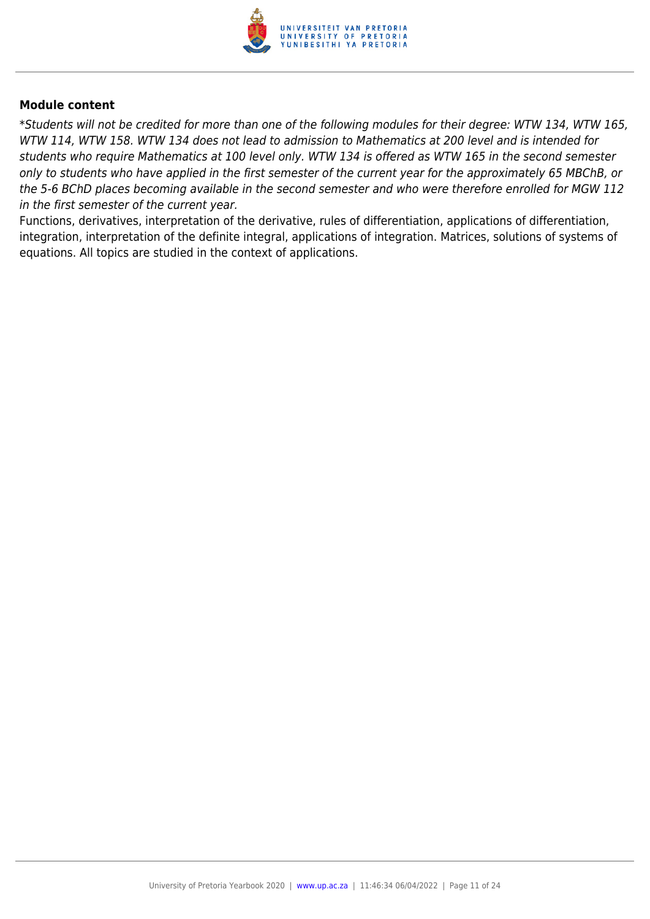**Module content**

*\*Students will not be credited for more than one of the following modules for their degree: WTW 134, WTW 165, WTW 114, WTW 158. WTW 134 does not lead to admission to Mathematics at 200 level and is intended for students who require Mathematics at 100 level only. WTW 134 is offered as WTW 165 in the second semester only to students who have applied in the first semester of the current year for the approximately 65 MBChB, or the 5-6 BChD places becoming available in the second semester and who were therefore enrolled for MGW 112 in the first semester of the current year.*

Functions, derivatives, interpretation of the derivative, rules of differentiation, applications of differentiation, integration, interpretation of the definite integral, applications of integration. Matrices, solutions of systems of equations. All topics are studied in the context of applications.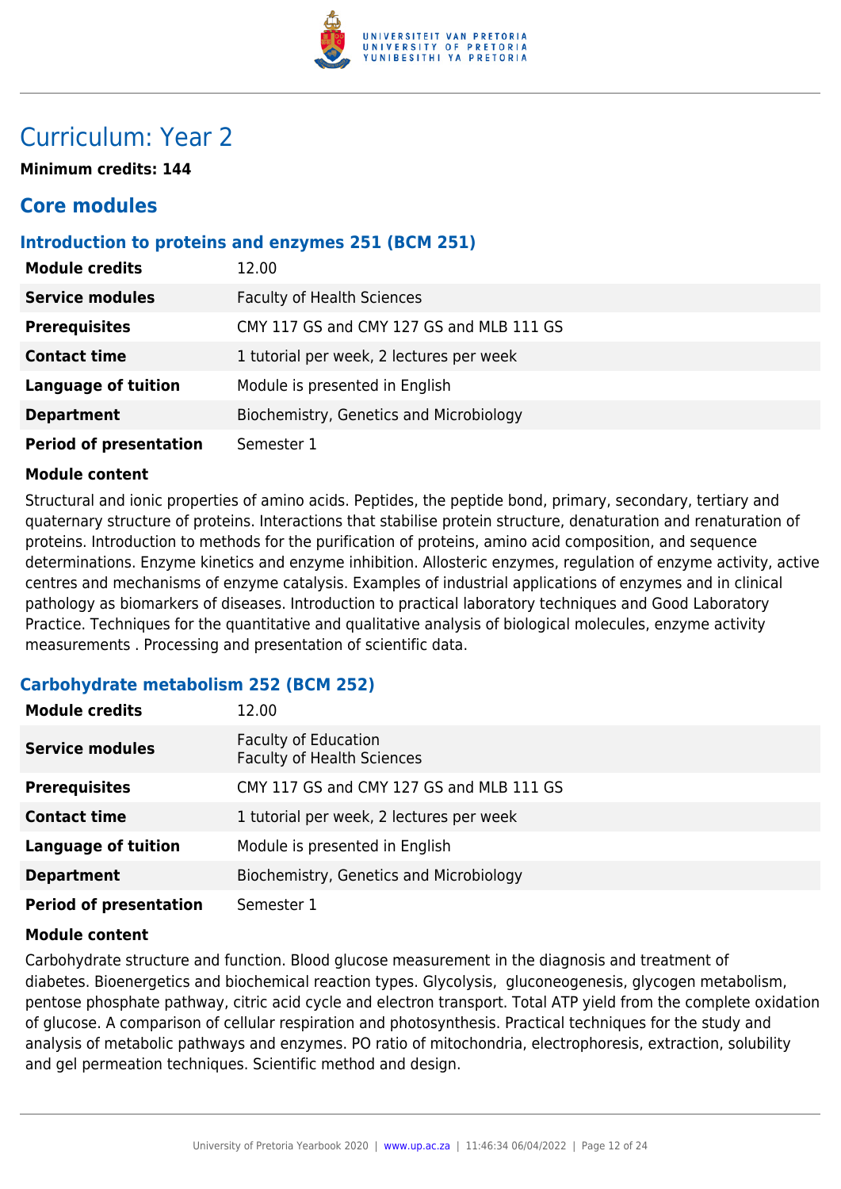# Curriculum: Year 2

**Minimum credits: 144**

## Core modules

### Introduction to proteins and enzymes 251 (BCM 251)

| | |
|---|---|
| **Module credits** | 12.00 |
| **Service modules** | Faculty of Health Sciences |
| **Prerequisites** | CMY 117 GS and CMY 127 GS and MLB 111 GS |
| **Contact time** | 1 tutorial per week, 2 lectures per week |
| **Language of tuition** | Module is presented in English |
| **Department** | Biochemistry, Genetics and Microbiology |
| **Period of presentation** | Semester 1 |

**Module content**

Structural and ionic properties of amino acids. Peptides, the peptide bond, primary, secondary, tertiary and quaternary structure of proteins. Interactions that stabilise protein structure, denaturation and renaturation of proteins. Introduction to methods for the purification of proteins, amino acid composition, and sequence determinations. Enzyme kinetics and enzyme inhibition. Allosteric enzymes, regulation of enzyme activity, active centres and mechanisms of enzyme catalysis. Examples of industrial applications of enzymes and in clinical pathology as biomarkers of diseases. Introduction to practical laboratory techniques and Good Laboratory Practice. Techniques for the quantitative and qualitative analysis of biological molecules, enzyme activity measurements . Processing and presentation of scientific data.

### Carbohydrate metabolism 252 (BCM 252)

| | |
|---|---|
| **Module credits** | 12.00 |
| **Service modules** | Faculty of Education<br>Faculty of Health Sciences |
| **Prerequisites** | CMY 117 GS and CMY 127 GS and MLB 111 GS |
| **Contact time** | 1 tutorial per week, 2 lectures per week |
| **Language of tuition** | Module is presented in English |
| **Department** | Biochemistry, Genetics and Microbiology |
| **Period of presentation** | Semester 1 |

**Module content**

Carbohydrate structure and function. Blood glucose measurement in the diagnosis and treatment of diabetes. Bioenergetics and biochemical reaction types. Glycolysis, gluconeogenesis, glycogen metabolism, pentose phosphate pathway, citric acid cycle and electron transport. Total ATP yield from the complete oxidation of glucose. A comparison of cellular respiration and photosynthesis. Practical techniques for the study and analysis of metabolic pathways and enzymes. PO ratio of mitochondria, electrophoresis, extraction, solubility and gel permeation techniques. Scientific method and design.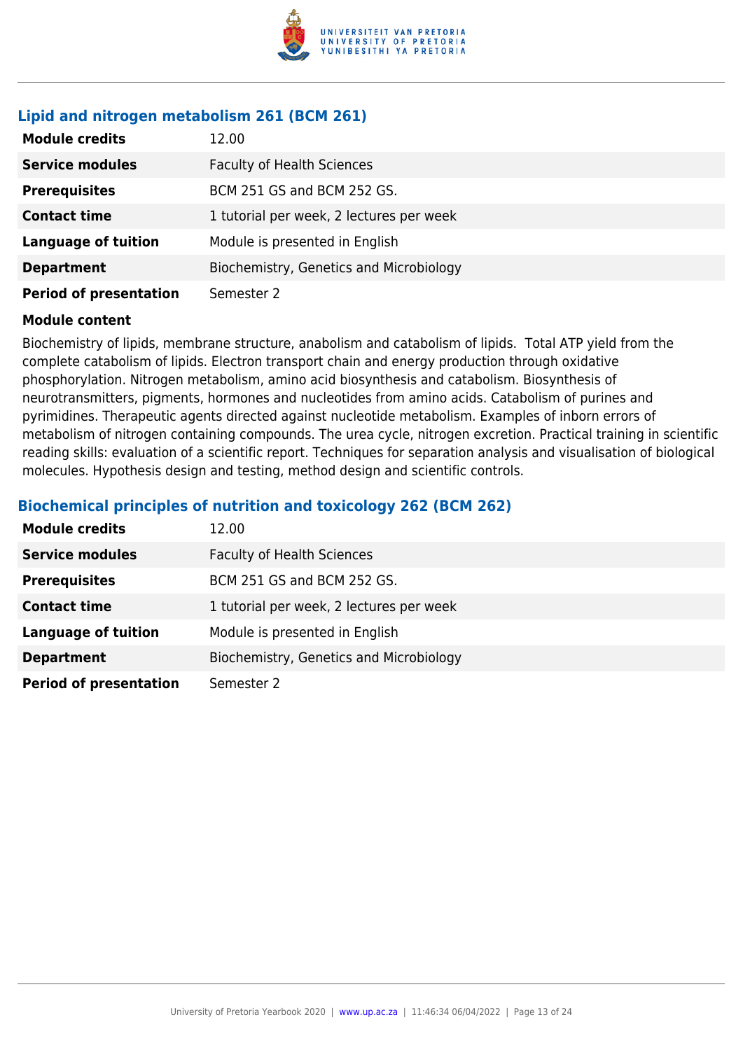### Lipid and nitrogen metabolism 261 (BCM 261)

| | |
|---|---|
| **Module credits** | 12.00 |
| **Service modules** | Faculty of Health Sciences |
| **Prerequisites** | BCM 251 GS and BCM 252 GS. |
| **Contact time** | 1 tutorial per week, 2 lectures per week |
| **Language of tuition** | Module is presented in English |
| **Department** | Biochemistry, Genetics and Microbiology |
| **Period of presentation** | Semester 2 |

**Module content**

Biochemistry of lipids, membrane structure, anabolism and catabolism of lipids. Total ATP yield from the complete catabolism of lipids. Electron transport chain and energy production through oxidative phosphorylation. Nitrogen metabolism, amino acid biosynthesis and catabolism. Biosynthesis of neurotransmitters, pigments, hormones and nucleotides from amino acids. Catabolism of purines and pyrimidines. Therapeutic agents directed against nucleotide metabolism. Examples of inborn errors of metabolism of nitrogen containing compounds. The urea cycle, nitrogen excretion. Practical training in scientific reading skills: evaluation of a scientific report. Techniques for separation analysis and visualisation of biological molecules. Hypothesis design and testing, method design and scientific controls.

### Biochemical principles of nutrition and toxicology 262 (BCM 262)

| | |
|---|---|
| **Module credits** | 12.00 |
| **Service modules** | Faculty of Health Sciences |
| **Prerequisites** | BCM 251 GS and BCM 252 GS. |
| **Contact time** | 1 tutorial per week, 2 lectures per week |
| **Language of tuition** | Module is presented in English |
| **Department** | Biochemistry, Genetics and Microbiology |
| **Period of presentation** | Semester 2 |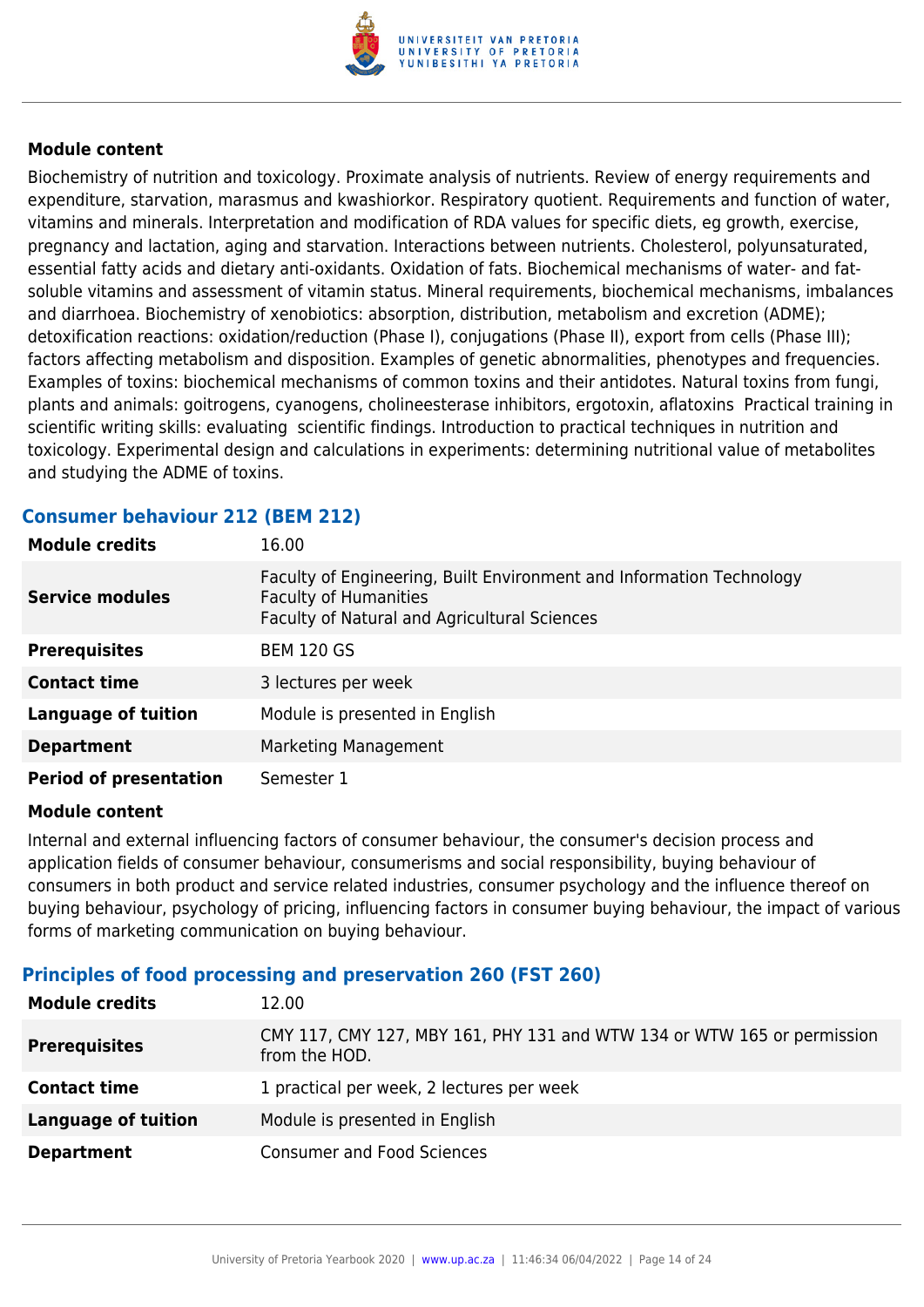**Module content**

Biochemistry of nutrition and toxicology. Proximate analysis of nutrients. Review of energy requirements and expenditure, starvation, marasmus and kwashiorkor. Respiratory quotient. Requirements and function of water, vitamins and minerals. Interpretation and modification of RDA values for specific diets, eg growth, exercise, pregnancy and lactation, aging and starvation. Interactions between nutrients. Cholesterol, polyunsaturated, essential fatty acids and dietary anti-oxidants. Oxidation of fats. Biochemical mechanisms of water- and fat-soluble vitamins and assessment of vitamin status. Mineral requirements, biochemical mechanisms, imbalances and diarrhoea. Biochemistry of xenobiotics: absorption, distribution, metabolism and excretion (ADME); detoxification reactions: oxidation/reduction (Phase I), conjugations (Phase II), export from cells (Phase III); factors affecting metabolism and disposition. Examples of genetic abnormalities, phenotypes and frequencies. Examples of toxins: biochemical mechanisms of common toxins and their antidotes. Natural toxins from fungi, plants and animals: goitrogens, cyanogens, cholineesterase inhibitors, ergotoxin, aflatoxins Practical training in scientific writing skills: evaluating scientific findings. Introduction to practical techniques in nutrition and toxicology. Experimental design and calculations in experiments: determining nutritional value of metabolites and studying the ADME of toxins.

### Consumer behaviour 212 (BEM 212)

| | |
|---|---|
| **Module credits** | 16.00 |
| **Service modules** | Faculty of Engineering, Built Environment and Information Technology<br>Faculty of Humanities<br>Faculty of Natural and Agricultural Sciences |
| **Prerequisites** | BEM 120 GS |
| **Contact time** | 3 lectures per week |
| **Language of tuition** | Module is presented in English |
| **Department** | Marketing Management |
| **Period of presentation** | Semester 1 |

**Module content**

Internal and external influencing factors of consumer behaviour, the consumer's decision process and application fields of consumer behaviour, consumerisms and social responsibility, buying behaviour of consumers in both product and service related industries, consumer psychology and the influence thereof on buying behaviour, psychology of pricing, influencing factors in consumer buying behaviour, the impact of various forms of marketing communication on buying behaviour.

### Principles of food processing and preservation 260 (FST 260)

| | |
|---|---|
| **Module credits** | 12.00 |
| **Prerequisites** | CMY 117, CMY 127, MBY 161, PHY 131 and WTW 134 or WTW 165 or permission from the HOD. |
| **Contact time** | 1 practical per week, 2 lectures per week |
| **Language of tuition** | Module is presented in English |
| **Department** | Consumer and Food Sciences |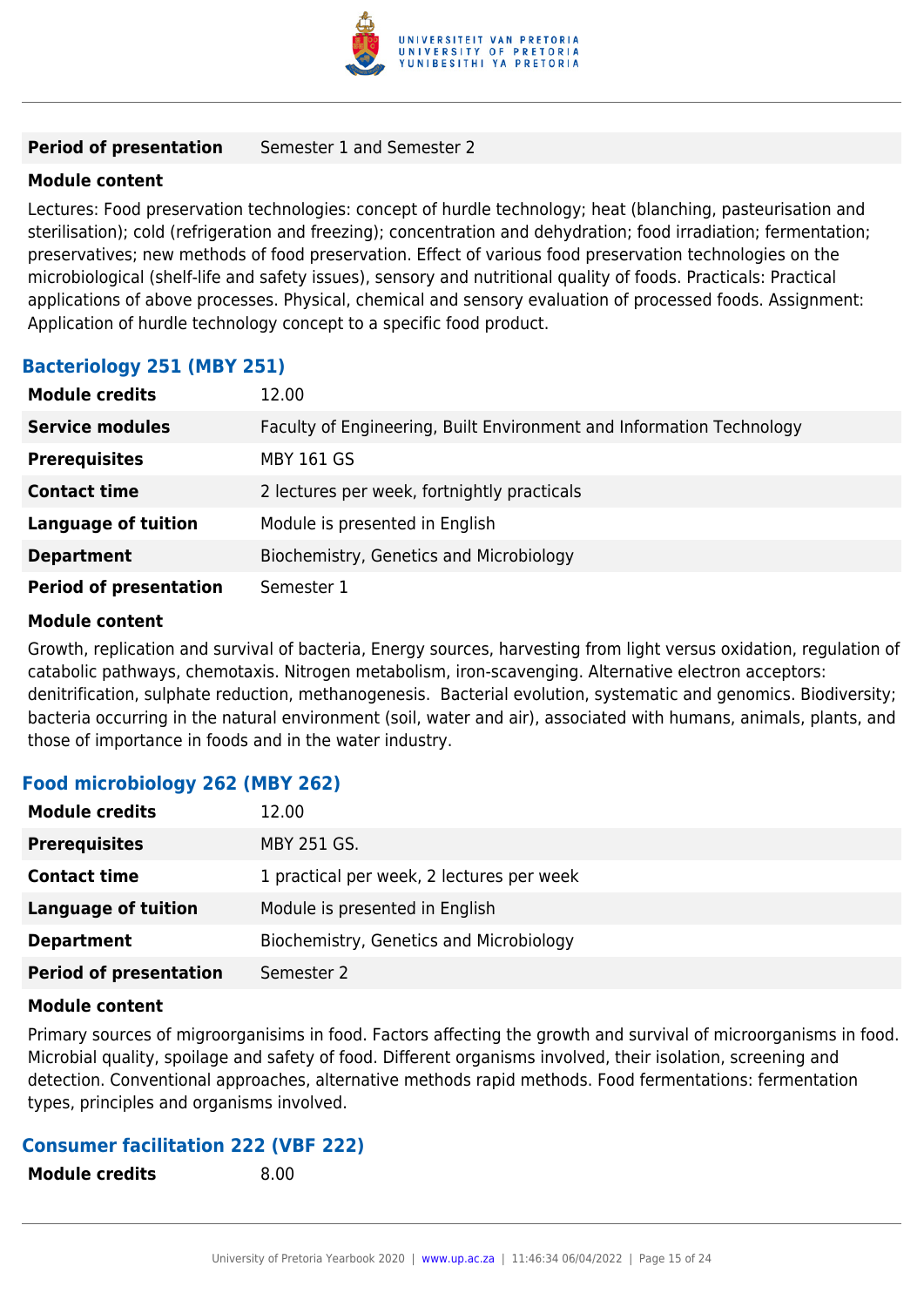| | |
|---|---|
| **Period of presentation** | Semester 1 and Semester 2 |

**Module content**

Lectures: Food preservation technologies: concept of hurdle technology; heat (blanching, pasteurisation and sterilisation); cold (refrigeration and freezing); concentration and dehydration; food irradiation; fermentation; preservatives; new methods of food preservation. Effect of various food preservation technologies on the microbiological (shelf-life and safety issues), sensory and nutritional quality of foods. Practicals: Practical applications of above processes. Physical, chemical and sensory evaluation of processed foods. Assignment: Application of hurdle technology concept to a specific food product.

### Bacteriology 251 (MBY 251)

| | |
|---|---|
| **Module credits** | 12.00 |
| **Service modules** | Faculty of Engineering, Built Environment and Information Technology |
| **Prerequisites** | MBY 161 GS |
| **Contact time** | 2 lectures per week, fortnightly practicals |
| **Language of tuition** | Module is presented in English |
| **Department** | Biochemistry, Genetics and Microbiology |
| **Period of presentation** | Semester 1 |

**Module content**

Growth, replication and survival of bacteria, Energy sources, harvesting from light versus oxidation, regulation of catabolic pathways, chemotaxis. Nitrogen metabolism, iron-scavenging. Alternative electron acceptors: denitrification, sulphate reduction, methanogenesis. Bacterial evolution, systematic and genomics. Biodiversity; bacteria occurring in the natural environment (soil, water and air), associated with humans, animals, plants, and those of importance in foods and in the water industry.

### Food microbiology 262 (MBY 262)

| | |
|---|---|
| **Module credits** | 12.00 |
| **Prerequisites** | MBY 251 GS. |
| **Contact time** | 1 practical per week, 2 lectures per week |
| **Language of tuition** | Module is presented in English |
| **Department** | Biochemistry, Genetics and Microbiology |
| **Period of presentation** | Semester 2 |

**Module content**

Primary sources of migroorganisims in food. Factors affecting the growth and survival of microorganisms in food. Microbial quality, spoilage and safety of food. Different organisms involved, their isolation, screening and detection. Conventional approaches, alternative methods rapid methods. Food fermentations: fermentation types, principles and organisms involved.

### Consumer facilitation 222 (VBF 222)

| | |
|---|---|
| **Module credits** | 8.00 |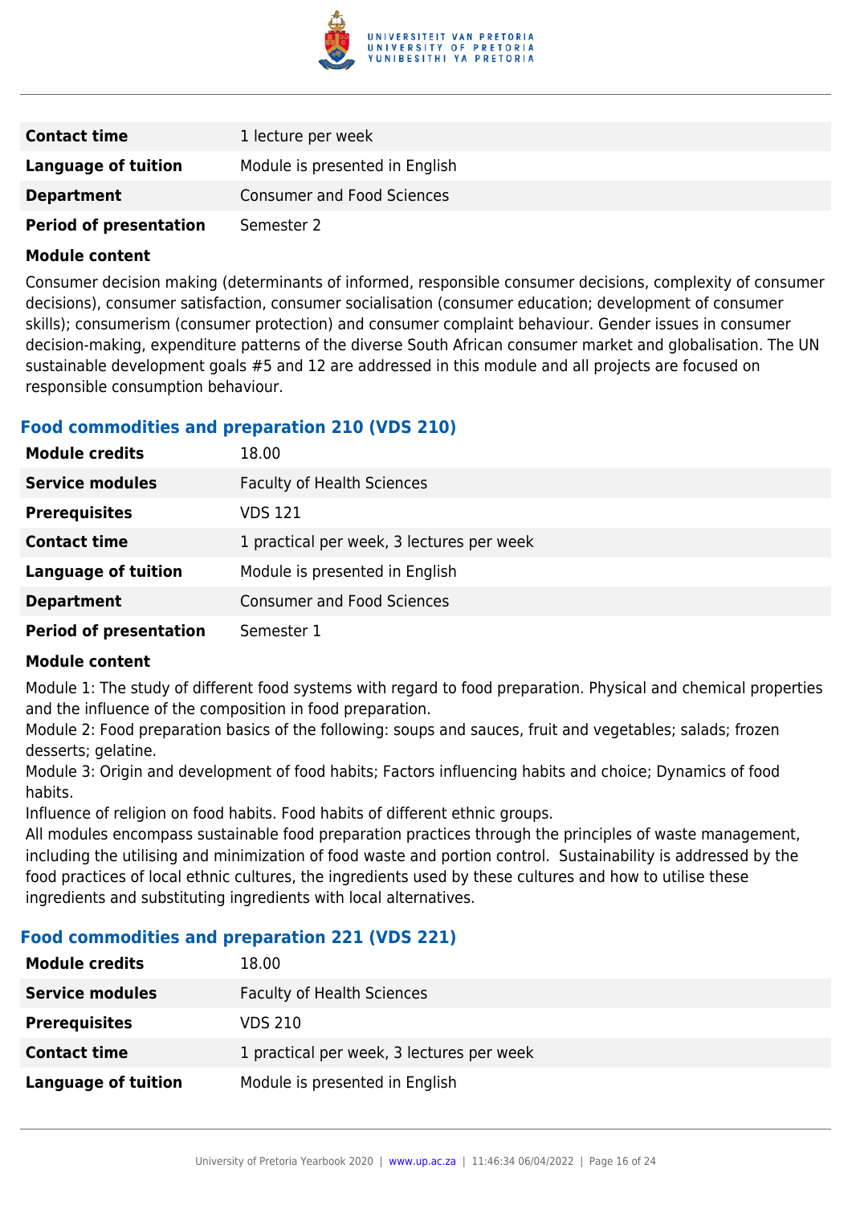| | |
|---|---|
| **Contact time** | 1 lecture per week |
| **Language of tuition** | Module is presented in English |
| **Department** | Consumer and Food Sciences |
| **Period of presentation** | Semester 2 |

**Module content**

Consumer decision making (determinants of informed, responsible consumer decisions, complexity of consumer decisions), consumer satisfaction, consumer socialisation (consumer education; development of consumer skills); consumerism (consumer protection) and consumer complaint behaviour. Gender issues in consumer decision-making, expenditure patterns of the diverse South African consumer market and globalisation. The UN sustainable development goals #5 and 12 are addressed in this module and all projects are focused on responsible consumption behaviour.

### Food commodities and preparation 210 (VDS 210)

| | |
|---|---|
| **Module credits** | 18.00 |
| **Service modules** | Faculty of Health Sciences |
| **Prerequisites** | VDS 121 |
| **Contact time** | 1 practical per week, 3 lectures per week |
| **Language of tuition** | Module is presented in English |
| **Department** | Consumer and Food Sciences |
| **Period of presentation** | Semester 1 |

**Module content**

Module 1: The study of different food systems with regard to food preparation. Physical and chemical properties and the influence of the composition in food preparation.

Module 2: Food preparation basics of the following: soups and sauces, fruit and vegetables; salads; frozen desserts; gelatine.

Module 3: Origin and development of food habits; Factors influencing habits and choice; Dynamics of food habits.

Influence of religion on food habits. Food habits of different ethnic groups.

All modules encompass sustainable food preparation practices through the principles of waste management, including the utilising and minimization of food waste and portion control. Sustainability is addressed by the food practices of local ethnic cultures, the ingredients used by these cultures and how to utilise these ingredients and substituting ingredients with local alternatives.

### Food commodities and preparation 221 (VDS 221)

| | |
|---|---|
| **Module credits** | 18.00 |
| **Service modules** | Faculty of Health Sciences |
| **Prerequisites** | VDS 210 |
| **Contact time** | 1 practical per week, 3 lectures per week |
| **Language of tuition** | Module is presented in English |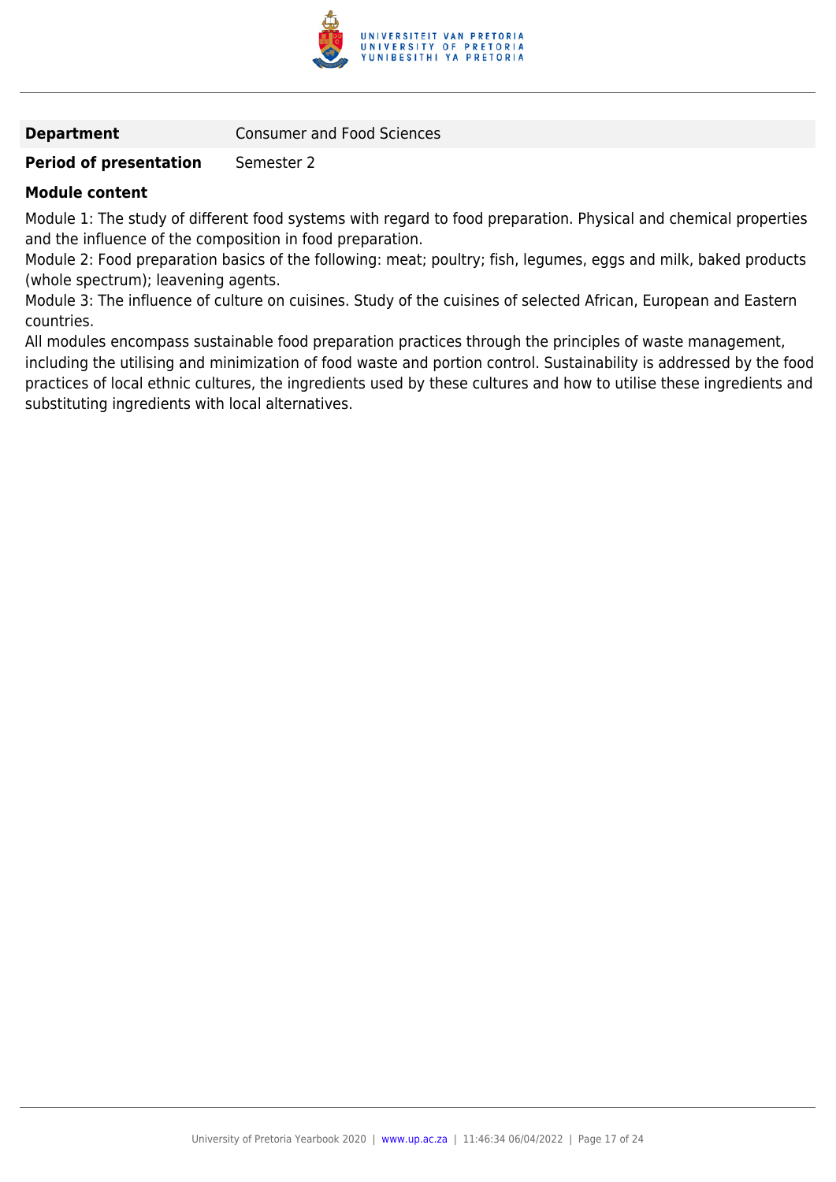| | |
|---|---|
| **Department** | Consumer and Food Sciences |
| **Period of presentation** | Semester 2 |

**Module content**

Module 1: The study of different food systems with regard to food preparation. Physical and chemical properties and the influence of the composition in food preparation.
Module 2: Food preparation basics of the following: meat; poultry; fish, legumes, eggs and milk, baked products (whole spectrum); leavening agents.
Module 3: The influence of culture on cuisines. Study of the cuisines of selected African, European and Eastern countries.
All modules encompass sustainable food preparation practices through the principles of waste management, including the utilising and minimization of food waste and portion control. Sustainability is addressed by the food practices of local ethnic cultures, the ingredients used by these cultures and how to utilise these ingredients and substituting ingredients with local alternatives.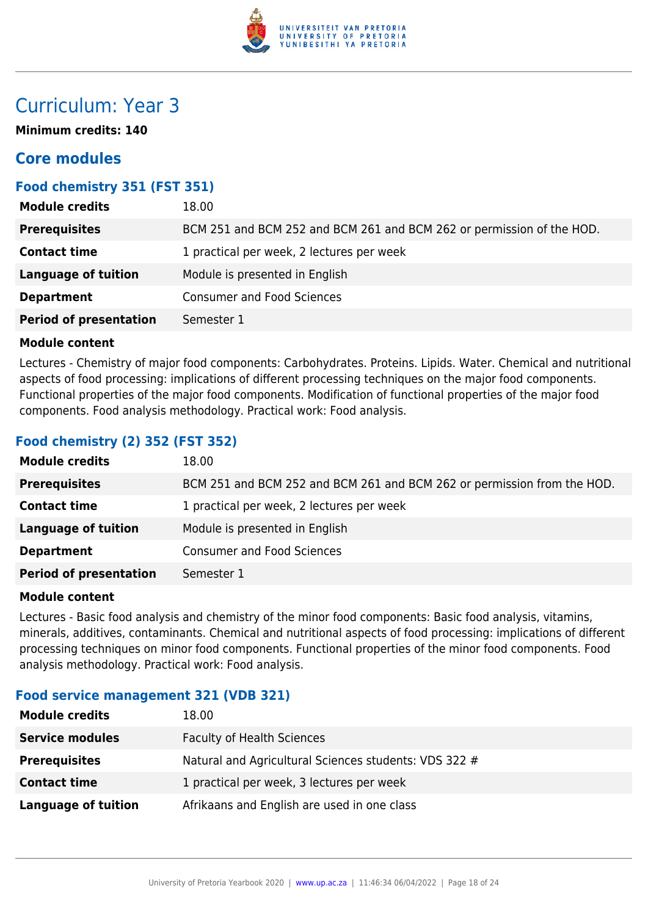# Curriculum: Year 3

**Minimum credits: 140**

## Core modules

### Food chemistry 351 (FST 351)

| | |
|---|---|
| **Module credits** | 18.00 |
| **Prerequisites** | BCM 251 and BCM 252 and BCM 261 and BCM 262 or permission of the HOD. |
| **Contact time** | 1 practical per week, 2 lectures per week |
| **Language of tuition** | Module is presented in English |
| **Department** | Consumer and Food Sciences |
| **Period of presentation** | Semester 1 |

**Module content**

Lectures - Chemistry of major food components: Carbohydrates. Proteins. Lipids. Water. Chemical and nutritional aspects of food processing: implications of different processing techniques on the major food components. Functional properties of the major food components. Modification of functional properties of the major food components. Food analysis methodology. Practical work: Food analysis.

### Food chemistry (2) 352 (FST 352)

| | |
|---|---|
| **Module credits** | 18.00 |
| **Prerequisites** | BCM 251 and BCM 252 and BCM 261 and BCM 262 or permission from the HOD. |
| **Contact time** | 1 practical per week, 2 lectures per week |
| **Language of tuition** | Module is presented in English |
| **Department** | Consumer and Food Sciences |
| **Period of presentation** | Semester 1 |

**Module content**

Lectures - Basic food analysis and chemistry of the minor food components: Basic food analysis, vitamins, minerals, additives, contaminants. Chemical and nutritional aspects of food processing: implications of different processing techniques on minor food components. Functional properties of the minor food components. Food analysis methodology. Practical work: Food analysis.

### Food service management 321 (VDB 321)

| | |
|---|---|
| **Module credits** | 18.00 |
| **Service modules** | Faculty of Health Sciences |
| **Prerequisites** | Natural and Agricultural Sciences students: VDS 322 # |
| **Contact time** | 1 practical per week, 3 lectures per week |
| **Language of tuition** | Afrikaans and English are used in one class |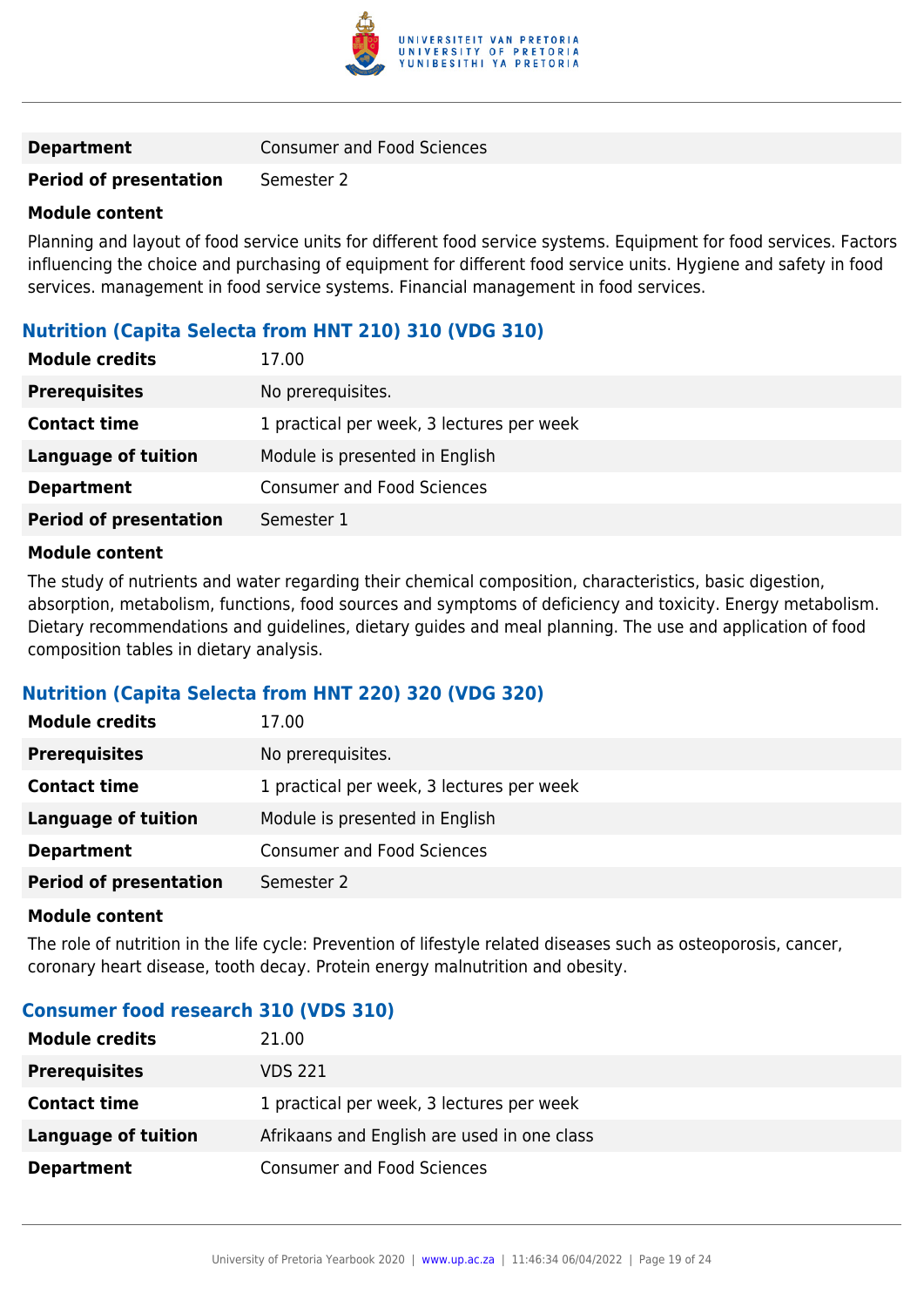| | |
|---|---|
| **Department** | Consumer and Food Sciences |
| **Period of presentation** | Semester 2 |

**Module content**

Planning and layout of food service units for different food service systems. Equipment for food services. Factors influencing the choice and purchasing of equipment for different food service units. Hygiene and safety in food services. management in food service systems. Financial management in food services.

### Nutrition (Capita Selecta from HNT 210) 310 (VDG 310)

| | |
|---|---|
| **Module credits** | 17.00 |
| **Prerequisites** | No prerequisites. |
| **Contact time** | 1 practical per week, 3 lectures per week |
| **Language of tuition** | Module is presented in English |
| **Department** | Consumer and Food Sciences |
| **Period of presentation** | Semester 1 |

**Module content**

The study of nutrients and water regarding their chemical composition, characteristics, basic digestion, absorption, metabolism, functions, food sources and symptoms of deficiency and toxicity. Energy metabolism. Dietary recommendations and guidelines, dietary guides and meal planning. The use and application of food composition tables in dietary analysis.

### Nutrition (Capita Selecta from HNT 220) 320 (VDG 320)

| | |
|---|---|
| **Module credits** | 17.00 |
| **Prerequisites** | No prerequisites. |
| **Contact time** | 1 practical per week, 3 lectures per week |
| **Language of tuition** | Module is presented in English |
| **Department** | Consumer and Food Sciences |
| **Period of presentation** | Semester 2 |

**Module content**

The role of nutrition in the life cycle: Prevention of lifestyle related diseases such as osteoporosis, cancer, coronary heart disease, tooth decay. Protein energy malnutrition and obesity.

### Consumer food research 310 (VDS 310)

| | |
|---|---|
| **Module credits** | 21.00 |
| **Prerequisites** | VDS 221 |
| **Contact time** | 1 practical per week, 3 lectures per week |
| **Language of tuition** | Afrikaans and English are used in one class |
| **Department** | Consumer and Food Sciences |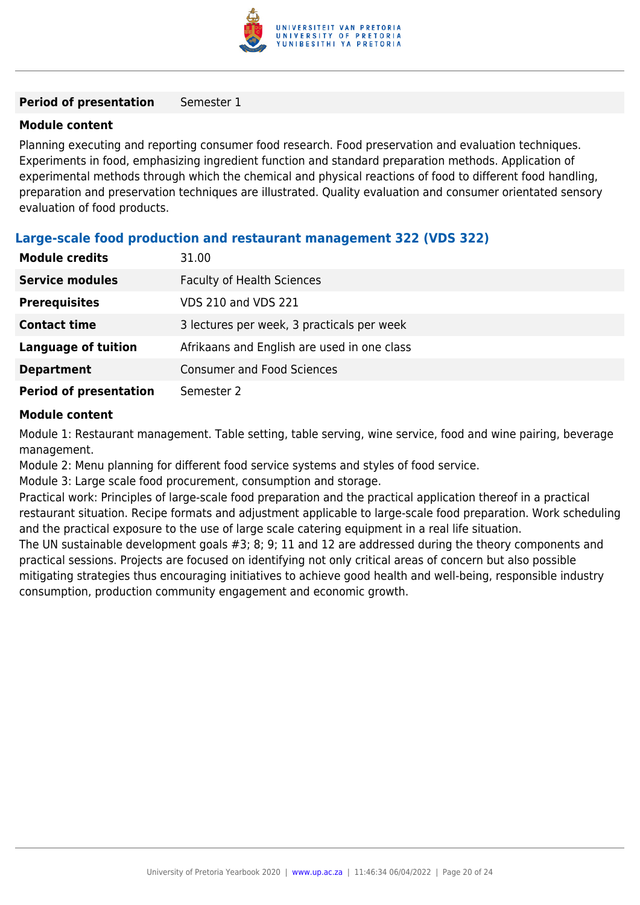| | |
|---|---|
| **Period of presentation** | Semester 1 |

**Module content**

Planning executing and reporting consumer food research. Food preservation and evaluation techniques. Experiments in food, emphasizing ingredient function and standard preparation methods. Application of experimental methods through which the chemical and physical reactions of food to different food handling, preparation and preservation techniques are illustrated. Quality evaluation and consumer orientated sensory evaluation of food products.

### Large-scale food production and restaurant management 322 (VDS 322)

| | |
|---|---|
| **Module credits** | 31.00 |
| **Service modules** | Faculty of Health Sciences |
| **Prerequisites** | VDS 210 and VDS 221 |
| **Contact time** | 3 lectures per week, 3 practicals per week |
| **Language of tuition** | Afrikaans and English are used in one class |
| **Department** | Consumer and Food Sciences |
| **Period of presentation** | Semester 2 |

**Module content**

Module 1: Restaurant management. Table setting, table serving, wine service, food and wine pairing, beverage management.
Module 2: Menu planning for different food service systems and styles of food service.
Module 3: Large scale food procurement, consumption and storage.
Practical work: Principles of large-scale food preparation and the practical application thereof in a practical restaurant situation. Recipe formats and adjustment applicable to large-scale food preparation. Work scheduling and the practical exposure to the use of large scale catering equipment in a real life situation.
The UN sustainable development goals #3; 8; 9; 11 and 12 are addressed during the theory components and practical sessions. Projects are focused on identifying not only critical areas of concern but also possible mitigating strategies thus encouraging initiatives to achieve good health and well-being, responsible industry consumption, production community engagement and economic growth.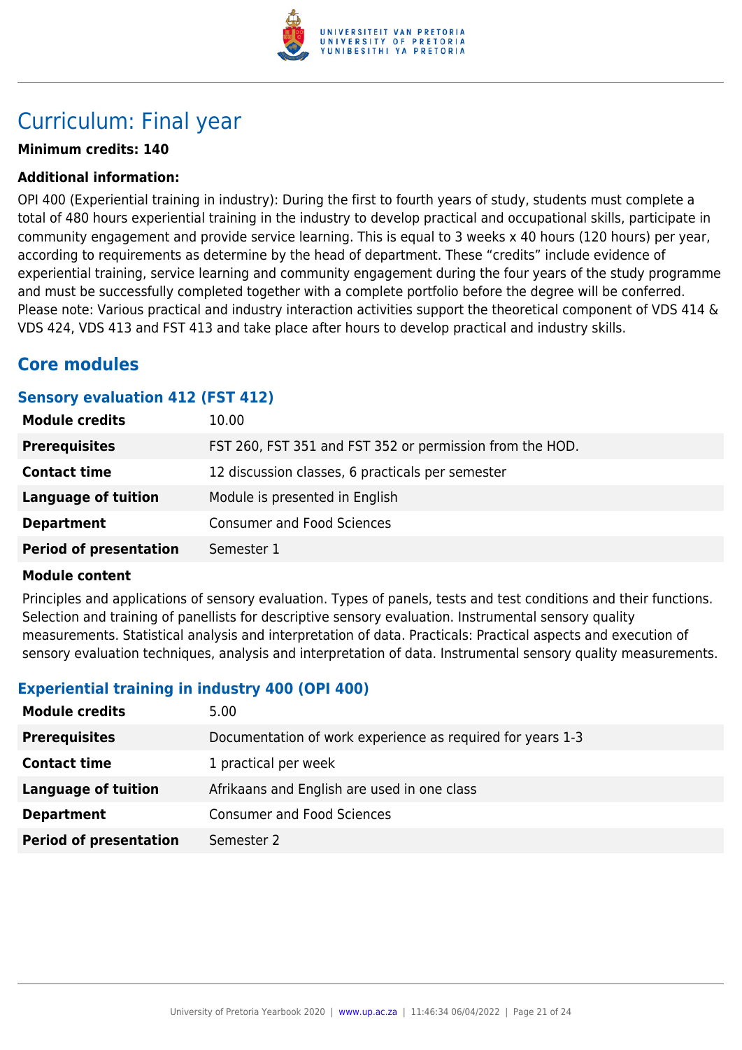# Curriculum: Final year

**Minimum credits: 140**

**Additional information:**

OPI 400 (Experiential training in industry): During the first to fourth years of study, students must complete a total of 480 hours experiential training in the industry to develop practical and occupational skills, participate in community engagement and provide service learning. This is equal to 3 weeks x 40 hours (120 hours) per year, according to requirements as determine by the head of department. These "credits" include evidence of experiential training, service learning and community engagement during the four years of the study programme and must be successfully completed together with a complete portfolio before the degree will be conferred. Please note: Various practical and industry interaction activities support the theoretical component of VDS 414 & VDS 424, VDS 413 and FST 413 and take place after hours to develop practical and industry skills.

## Core modules

### Sensory evaluation 412 (FST 412)

| | |
|---|---|
| **Module credits** | 10.00 |
| **Prerequisites** | FST 260, FST 351 and FST 352 or permission from the HOD. |
| **Contact time** | 12 discussion classes, 6 practicals per semester |
| **Language of tuition** | Module is presented in English |
| **Department** | Consumer and Food Sciences |
| **Period of presentation** | Semester 1 |

**Module content**

Principles and applications of sensory evaluation. Types of panels, tests and test conditions and their functions. Selection and training of panellists for descriptive sensory evaluation. Instrumental sensory quality measurements. Statistical analysis and interpretation of data. Practicals: Practical aspects and execution of sensory evaluation techniques, analysis and interpretation of data. Instrumental sensory quality measurements.

### Experiential training in industry 400 (OPI 400)

| | |
|---|---|
| **Module credits** | 5.00 |
| **Prerequisites** | Documentation of work experience as required for years 1-3 |
| **Contact time** | 1 practical per week |
| **Language of tuition** | Afrikaans and English are used in one class |
| **Department** | Consumer and Food Sciences |
| **Period of presentation** | Semester 2 |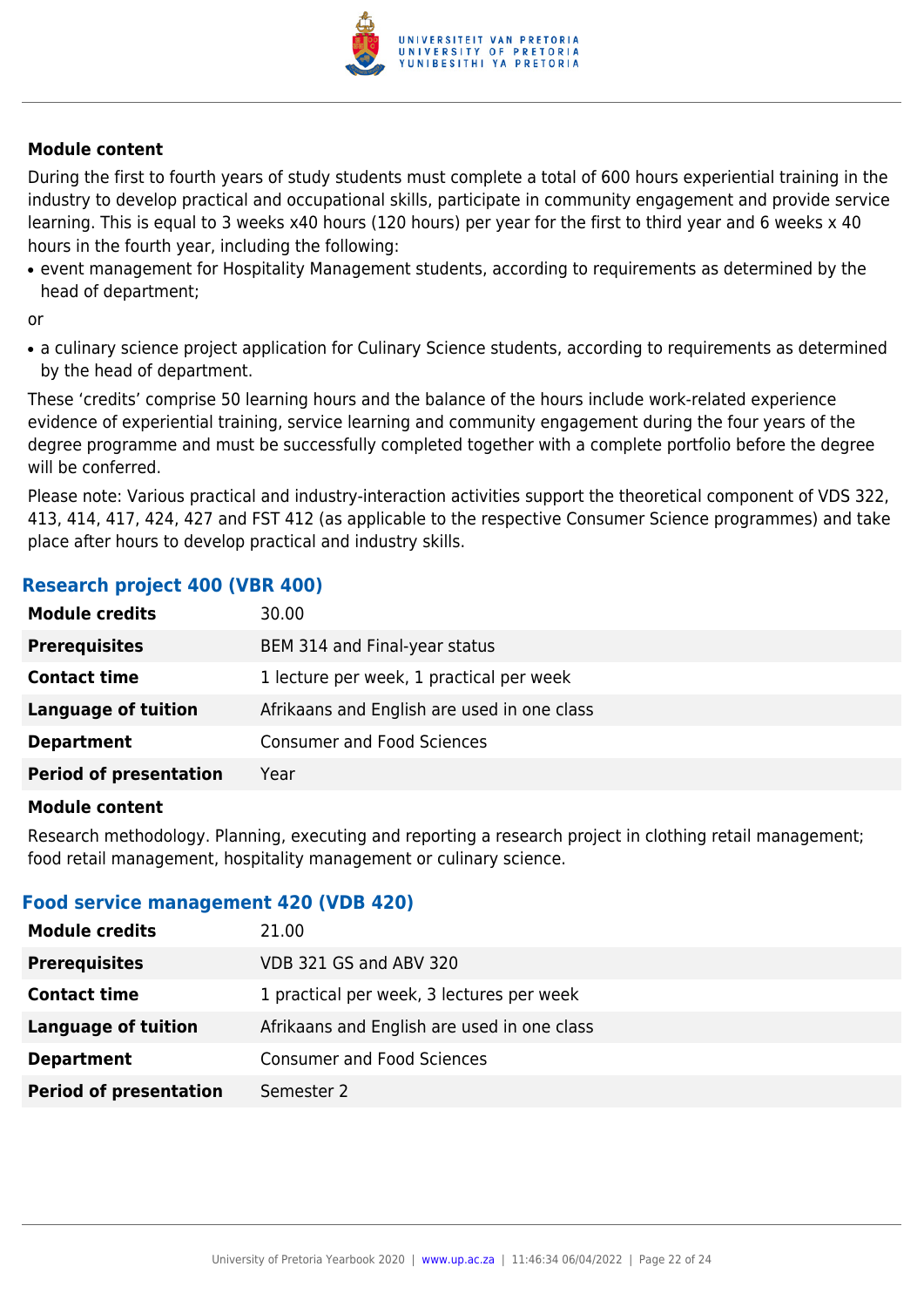#### Module content

During the first to fourth years of study students must complete a total of 600 hours experiential training in the industry to develop practical and occupational skills, participate in community engagement and provide service learning. This is equal to 3 weeks x40 hours (120 hours) per year for the first to third year and 6 weeks x 40 hours in the fourth year, including the following:

- event management for Hospitality Management students, according to requirements as determined by the head of department;

or

- a culinary science project application for Culinary Science students, according to requirements as determined by the head of department.

These 'credits' comprise 50 learning hours and the balance of the hours include work-related experience evidence of experiential training, service learning and community engagement during the four years of the degree programme and must be successfully completed together with a complete portfolio before the degree will be conferred.

Please note: Various practical and industry-interaction activities support the theoretical component of VDS 322, 413, 414, 417, 424, 427 and FST 412 (as applicable to the respective Consumer Science programmes) and take place after hours to develop practical and industry skills.

### Research project 400 (VBR 400)

| | |
|---|---|
| **Module credits** | 30.00 |
| **Prerequisites** | BEM 314 and Final-year status |
| **Contact time** | 1 lecture per week, 1 practical per week |
| **Language of tuition** | Afrikaans and English are used in one class |
| **Department** | Consumer and Food Sciences |
| **Period of presentation** | Year |

#### Module content

Research methodology. Planning, executing and reporting a research project in clothing retail management; food retail management, hospitality management or culinary science.

### Food service management 420 (VDB 420)

| | |
|---|---|
| **Module credits** | 21.00 |
| **Prerequisites** | VDB 321 GS and ABV 320 |
| **Contact time** | 1 practical per week, 3 lectures per week |
| **Language of tuition** | Afrikaans and English are used in one class |
| **Department** | Consumer and Food Sciences |
| **Period of presentation** | Semester 2 |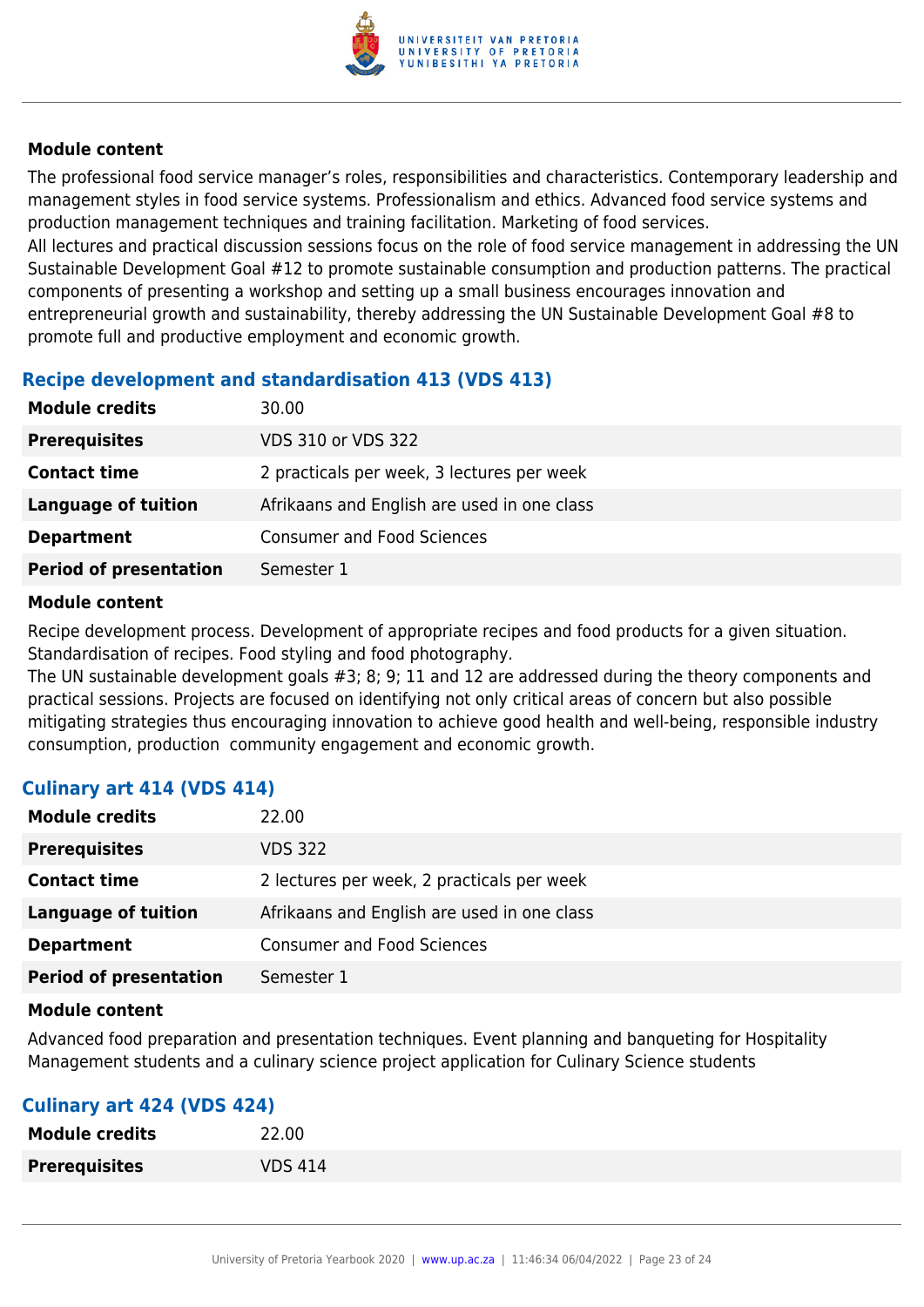#### Module content

The professional food service manager's roles, responsibilities and characteristics. Contemporary leadership and management styles in food service systems. Professionalism and ethics. Advanced food service systems and production management techniques and training facilitation. Marketing of food services.
All lectures and practical discussion sessions focus on the role of food service management in addressing the UN Sustainable Development Goal #12 to promote sustainable consumption and production patterns. The practical components of presenting a workshop and setting up a small business encourages innovation and entrepreneurial growth and sustainability, thereby addressing the UN Sustainable Development Goal #8 to promote full and productive employment and economic growth.

### Recipe development and standardisation 413 (VDS 413)

| | |
|---|---|
| **Module credits** | 30.00 |
| **Prerequisites** | VDS 310 or VDS 322 |
| **Contact time** | 2 practicals per week, 3 lectures per week |
| **Language of tuition** | Afrikaans and English are used in one class |
| **Department** | Consumer and Food Sciences |
| **Period of presentation** | Semester 1 |

#### Module content

Recipe development process. Development of appropriate recipes and food products for a given situation. Standardisation of recipes. Food styling and food photography.
The UN sustainable development goals #3; 8; 9; 11 and 12 are addressed during the theory components and practical sessions. Projects are focused on identifying not only critical areas of concern but also possible mitigating strategies thus encouraging innovation to achieve good health and well-being, responsible industry consumption, production community engagement and economic growth.

### Culinary art 414 (VDS 414)

| | |
|---|---|
| **Module credits** | 22.00 |
| **Prerequisites** | VDS 322 |
| **Contact time** | 2 lectures per week, 2 practicals per week |
| **Language of tuition** | Afrikaans and English are used in one class |
| **Department** | Consumer and Food Sciences |
| **Period of presentation** | Semester 1 |

#### Module content

Advanced food preparation and presentation techniques. Event planning and banqueting for Hospitality Management students and a culinary science project application for Culinary Science students

### Culinary art 424 (VDS 424)

| | |
|---|---|
| **Module credits** | 22.00 |
| **Prerequisites** | VDS 414 |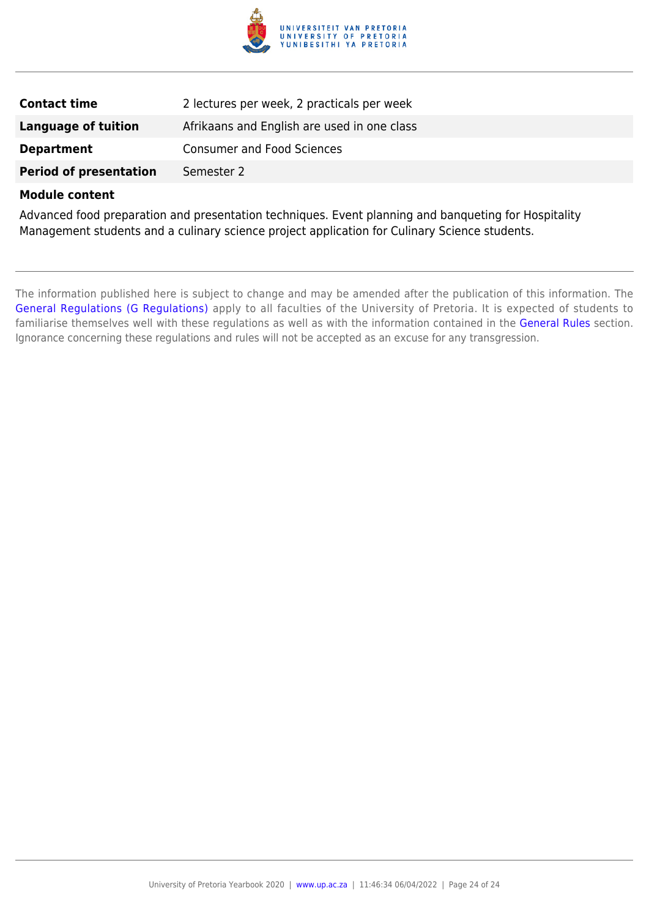| | |
|---|---|
| **Contact time** | 2 lectures per week, 2 practicals per week |
| **Language of tuition** | Afrikaans and English are used in one class |
| **Department** | Consumer and Food Sciences |
| **Period of presentation** | Semester 2 |

**Module content**

Advanced food preparation and presentation techniques. Event planning and banqueting for Hospitality Management students and a culinary science project application for Culinary Science students.

The information published here is subject to change and may be amended after the publication of this information. The General Regulations (G Regulations) apply to all faculties of the University of Pretoria. It is expected of students to familiarise themselves well with these regulations as well as with the information contained in the General Rules section. Ignorance concerning these regulations and rules will not be accepted as an excuse for any transgression.